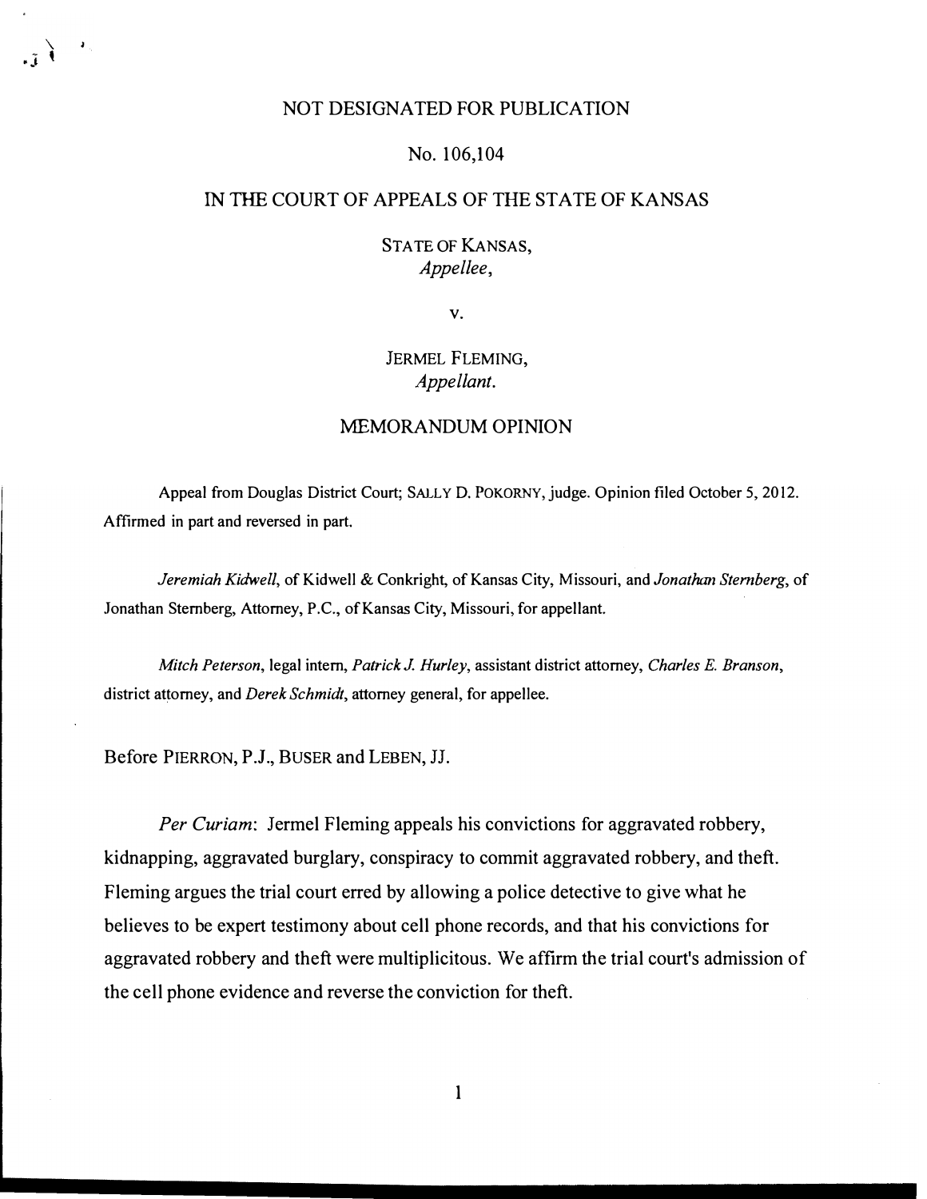NOT DESIGNATED FOR PUBLICATION

No. 106,104

IN THE COURT OF APPEALS OF THE STATE OF KANSAS

STATE OF KANSAS,
*Appellee*,

v.

JERMEL FLEMING,
*Appellant*.

MEMORANDUM OPINION

Appeal from Douglas District Court; SALLY D. POKORNY, judge. Opinion filed October 5, 2012. Affirmed in part and reversed in part.

*Jeremiah Kidwell*, of Kidwell & Conkright, of Kansas City, Missouri, and *Jonathan Sternberg*, of Jonathan Sternberg, Attorney, P.C., of Kansas City, Missouri, for appellant.

*Mitch Peterson*, legal intern, *Patrick J. Hurley*, assistant district attorney, *Charles E. Branson*, district attorney, and *Derek Schmidt*, attorney general, for appellee.

Before PIERRON, P.J., BUSER and LEBEN, JJ.

*Per Curiam*: Jermel Fleming appeals his convictions for aggravated robbery, kidnapping, aggravated burglary, conspiracy to commit aggravated robbery, and theft. Fleming argues the trial court erred by allowing a police detective to give what he believes to be expert testimony about cell phone records, and that his convictions for aggravated robbery and theft were multiplicitous. We affirm the trial court's admission of the cell phone evidence and reverse the conviction for theft.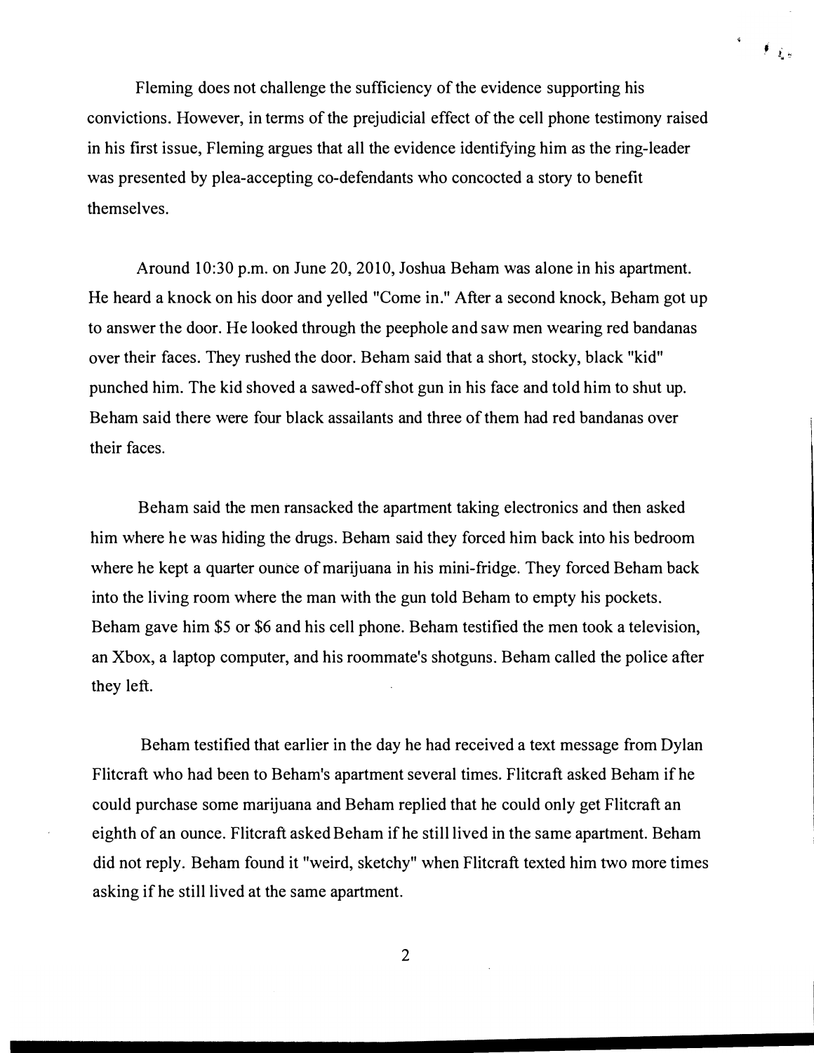Fleming does not challenge the sufficiency of the evidence supporting his convictions. However, in terms of the prejudicial effect of the cell phone testimony raised in his first issue, Fleming argues that all the evidence identifying him as the ring-leader was presented by plea-accepting co-defendants who concocted a story to benefit themselves.

Around 10:30 p.m. on June 20, 2010, Joshua Beham was alone in his apartment. He heard a knock on his door and yelled "Come in." After a second knock, Beham got up to answer the door. He looked through the peephole and saw men wearing red bandanas over their faces. They rushed the door. Beham said that a short, stocky, black "kid" punched him. The kid shoved a sawed-off shot gun in his face and told him to shut up. Beham said there were four black assailants and three of them had red bandanas over their faces.

Beham said the men ransacked the apartment taking electronics and then asked him where he was hiding the drugs. Beham said they forced him back into his bedroom where he kept a quarter ounce of marijuana in his mini-fridge. They forced Beham back into the living room where the man with the gun told Beham to empty his pockets. Beham gave him $5 or $6 and his cell phone. Beham testified the men took a television, an Xbox, a laptop computer, and his roommate's shotguns. Beham called the police after they left.

Beham testified that earlier in the day he had received a text message from Dylan Flitcraft who had been to Beham's apartment several times. Flitcraft asked Beham if he could purchase some marijuana and Beham replied that he could only get Flitcraft an eighth of an ounce. Flitcraft asked Beham if he still lived in the same apartment. Beham did not reply. Beham found it "weird, sketchy" when Flitcraft texted him two more times asking if he still lived at the same apartment.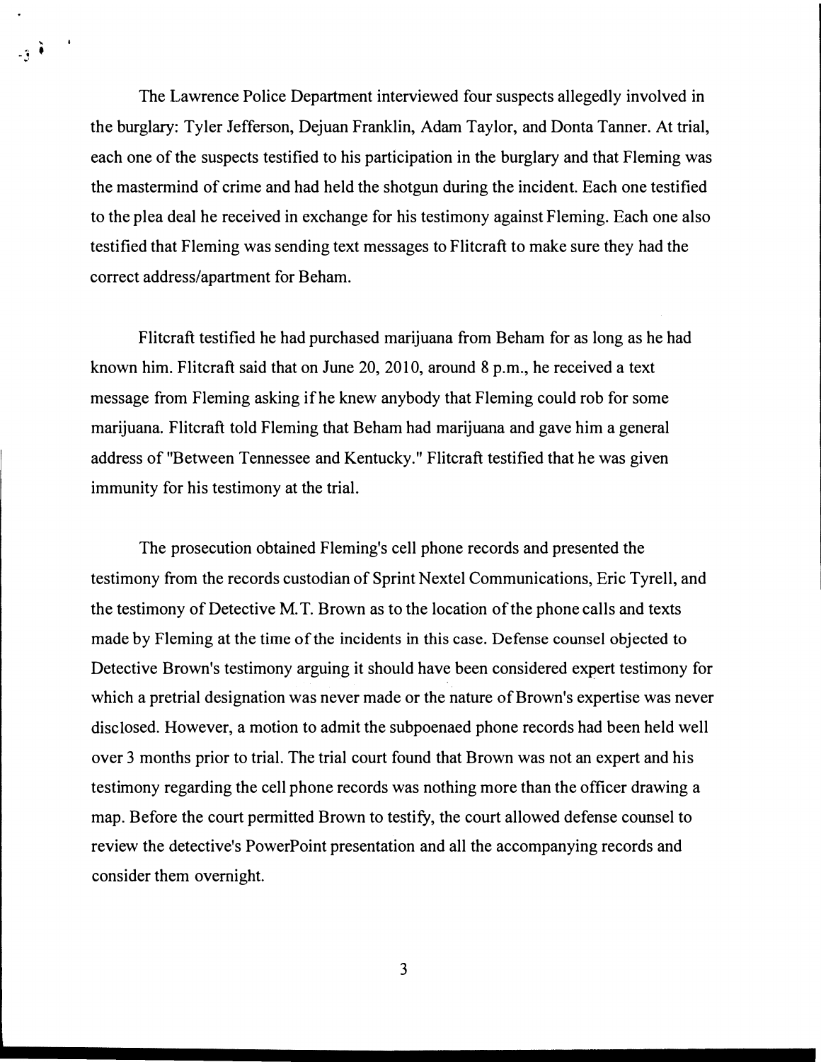The Lawrence Police Department interviewed four suspects allegedly involved in the burglary: Tyler Jefferson, Dejuan Franklin, Adam Taylor, and Donta Tanner. At trial, each one of the suspects testified to his participation in the burglary and that Fleming was the mastermind of crime and had held the shotgun during the incident. Each one testified to the plea deal he received in exchange for his testimony against Fleming. Each one also testified that Fleming was sending text messages to Flitcraft to make sure they had the correct address/apartment for Beham.

Flitcraft testified he had purchased marijuana from Beham for as long as he had known him. Flitcraft said that on June 20, 2010, around 8 p.m., he received a text message from Fleming asking if he knew anybody that Fleming could rob for some marijuana. Flitcraft told Fleming that Beham had marijuana and gave him a general address of "Between Tennessee and Kentucky." Flitcraft testified that he was given immunity for his testimony at the trial.

The prosecution obtained Fleming's cell phone records and presented the testimony from the records custodian of Sprint Nextel Communications, Eric Tyrell, and the testimony of Detective M.T. Brown as to the location of the phone calls and texts made by Fleming at the time of the incidents in this case. Defense counsel objected to Detective Brown's testimony arguing it should have been considered expert testimony for which a pretrial designation was never made or the nature of Brown's expertise was never disclosed. However, a motion to admit the subpoenaed phone records had been held well over 3 months prior to trial. The trial court found that Brown was not an expert and his testimony regarding the cell phone records was nothing more than the officer drawing a map. Before the court permitted Brown to testify, the court allowed defense counsel to review the detective's PowerPoint presentation and all the accompanying records and consider them overnight.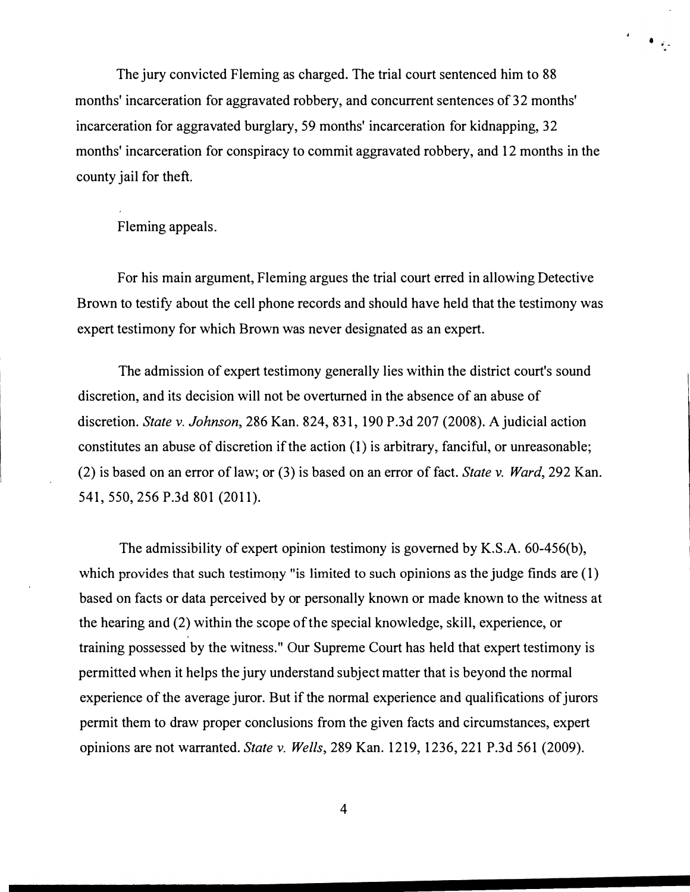The jury convicted Fleming as charged. The trial court sentenced him to 88 months' incarceration for aggravated robbery, and concurrent sentences of 32 months' incarceration for aggravated burglary, 59 months' incarceration for kidnapping, 32 months' incarceration for conspiracy to commit aggravated robbery, and 12 months in the county jail for theft.

Fleming appeals.

For his main argument, Fleming argues the trial court erred in allowing Detective Brown to testify about the cell phone records and should have held that the testimony was expert testimony for which Brown was never designated as an expert.

The admission of expert testimony generally lies within the district court's sound discretion, and its decision will not be overturned in the absence of an abuse of discretion. *State v. Johnson*, 286 Kan. 824, 831, 190 P.3d 207 (2008). A judicial action constitutes an abuse of discretion if the action (1) is arbitrary, fanciful, or unreasonable; (2) is based on an error of law; or (3) is based on an error of fact. *State v. Ward*, 292 Kan. 541, 550, 256 P.3d 801 (2011).

The admissibility of expert opinion testimony is governed by K.S.A. 60-456(b), which provides that such testimony "is limited to such opinions as the judge finds are (1) based on facts or data perceived by or personally known or made known to the witness at the hearing and (2) within the scope of the special knowledge, skill, experience, or training possessed by the witness." Our Supreme Court has held that expert testimony is permitted when it helps the jury understand subject matter that is beyond the normal experience of the average juror. But if the normal experience and qualifications of jurors permit them to draw proper conclusions from the given facts and circumstances, expert opinions are not warranted. *State v. Wells*, 289 Kan. 1219, 1236, 221 P.3d 561 (2009).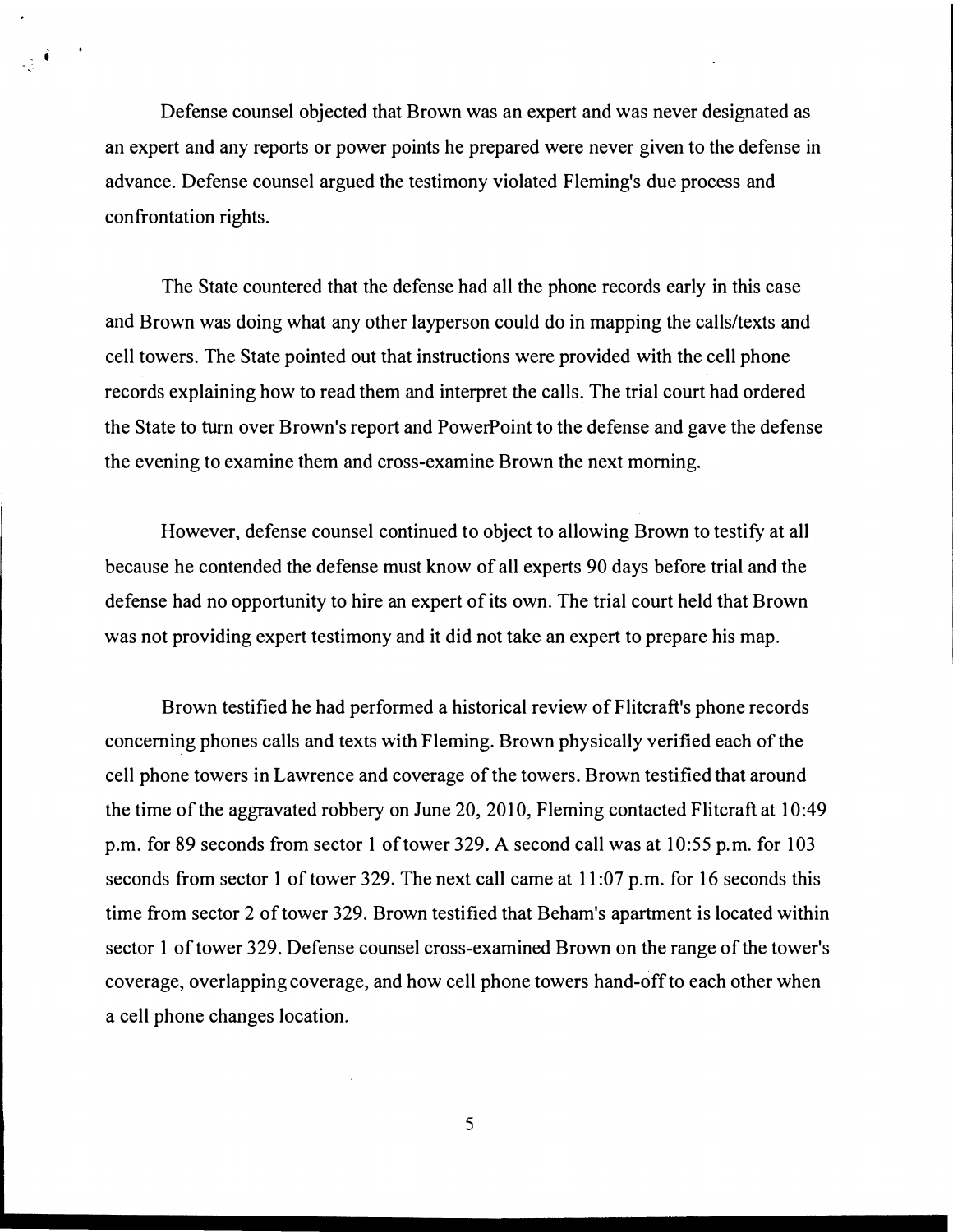Defense counsel objected that Brown was an expert and was never designated as an expert and any reports or power points he prepared were never given to the defense in advance. Defense counsel argued the testimony violated Fleming's due process and confrontation rights.

The State countered that the defense had all the phone records early in this case and Brown was doing what any other layperson could do in mapping the calls/texts and cell towers. The State pointed out that instructions were provided with the cell phone records explaining how to read them and interpret the calls. The trial court had ordered the State to turn over Brown's report and PowerPoint to the defense and gave the defense the evening to examine them and cross-examine Brown the next morning.

However, defense counsel continued to object to allowing Brown to testify at all because he contended the defense must know of all experts 90 days before trial and the defense had no opportunity to hire an expert of its own. The trial court held that Brown was not providing expert testimony and it did not take an expert to prepare his map.

Brown testified he had performed a historical review of Flitcraft's phone records concerning phones calls and texts with Fleming. Brown physically verified each of the cell phone towers in Lawrence and coverage of the towers. Brown testified that around the time of the aggravated robbery on June 20, 2010, Fleming contacted Flitcraft at 10:49 p.m. for 89 seconds from sector 1 of tower 329. A second call was at 10:55 p.m. for 103 seconds from sector 1 of tower 329. The next call came at 11:07 p.m. for 16 seconds this time from sector 2 of tower 329. Brown testified that Beham's apartment is located within sector 1 of tower 329. Defense counsel cross-examined Brown on the range of the tower's coverage, overlapping coverage, and how cell phone towers hand-off to each other when a cell phone changes location.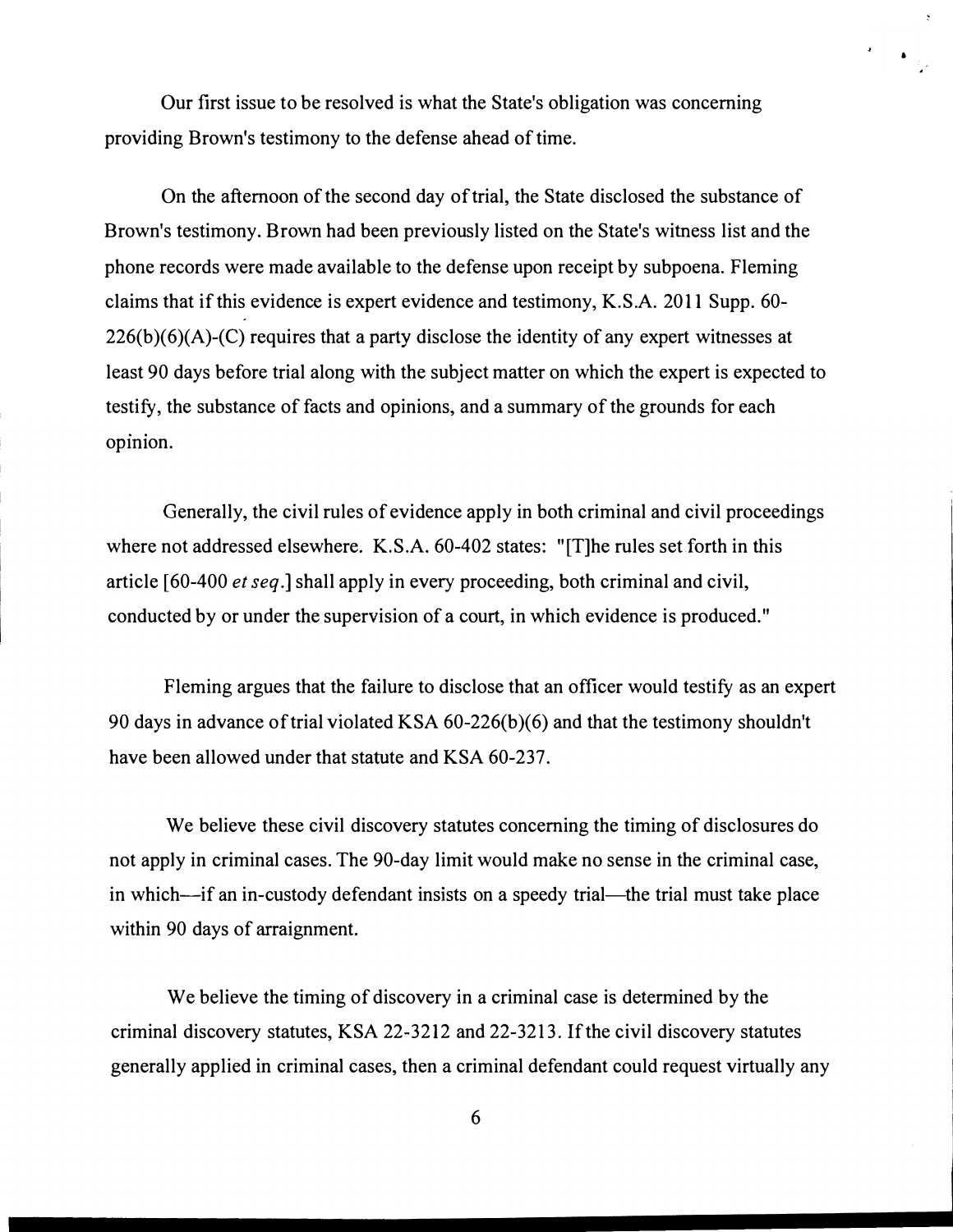Our first issue to be resolved is what the State's obligation was concerning providing Brown's testimony to the defense ahead of time.

On the afternoon of the second day of trial, the State disclosed the substance of Brown's testimony. Brown had been previously listed on the State's witness list and the phone records were made available to the defense upon receipt by subpoena. Fleming claims that if this evidence is expert evidence and testimony, K.S.A. 2011 Supp. 60-226(b)(6)(A)-(C) requires that a party disclose the identity of any expert witnesses at least 90 days before trial along with the subject matter on which the expert is expected to testify, the substance of facts and opinions, and a summary of the grounds for each opinion.

Generally, the civil rules of evidence apply in both criminal and civil proceedings where not addressed elsewhere. K.S.A. 60-402 states: "[T]he rules set forth in this article [60-400 *et seq.*] shall apply in every proceeding, both criminal and civil, conducted by or under the supervision of a court, in which evidence is produced."

Fleming argues that the failure to disclose that an officer would testify as an expert 90 days in advance of trial violated KSA 60-226(b)(6) and that the testimony shouldn't have been allowed under that statute and KSA 60-237.

We believe these civil discovery statutes concerning the timing of disclosures do not apply in criminal cases. The 90-day limit would make no sense in the criminal case, in which—if an in-custody defendant insists on a speedy trial—the trial must take place within 90 days of arraignment.

We believe the timing of discovery in a criminal case is determined by the criminal discovery statutes, KSA 22-3212 and 22-3213. If the civil discovery statutes generally applied in criminal cases, then a criminal defendant could request virtually any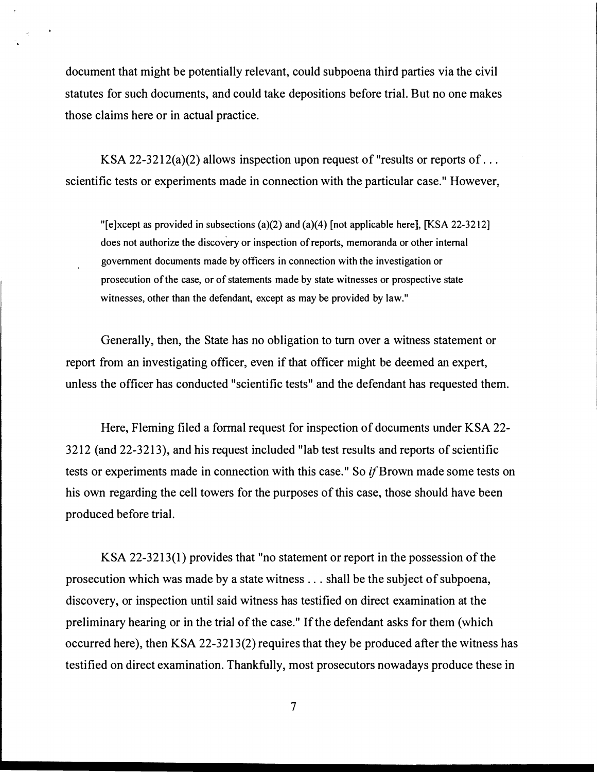document that might be potentially relevant, could subpoena third parties via the civil statutes for such documents, and could take depositions before trial. But no one makes those claims here or in actual practice.

KSA 22-3212(a)(2) allows inspection upon request of "results or reports of . . . scientific tests or experiments made in connection with the particular case." However,

> "[e]xcept as provided in subsections (a)(2) and (a)(4) [not applicable here], [KSA 22-3212] does not authorize the discovery or inspection of reports, memoranda or other internal government documents made by officers in connection with the investigation or prosecution of the case, or of statements made by state witnesses or prospective state witnesses, other than the defendant, except as may be provided by law."

Generally, then, the State has no obligation to turn over a witness statement or report from an investigating officer, even if that officer might be deemed an expert, unless the officer has conducted "scientific tests" and the defendant has requested them.

Here, Fleming filed a formal request for inspection of documents under KSA 22-3212 (and 22-3213), and his request included "lab test results and reports of scientific tests or experiments made in connection with this case." So *if* Brown made some tests on his own regarding the cell towers for the purposes of this case, those should have been produced before trial.

KSA 22-3213(1) provides that "no statement or report in the possession of the prosecution which was made by a state witness . . . shall be the subject of subpoena, discovery, or inspection until said witness has testified on direct examination at the preliminary hearing or in the trial of the case." If the defendant asks for them (which occurred here), then KSA 22-3213(2) requires that they be produced after the witness has testified on direct examination. Thankfully, most prosecutors nowadays produce these in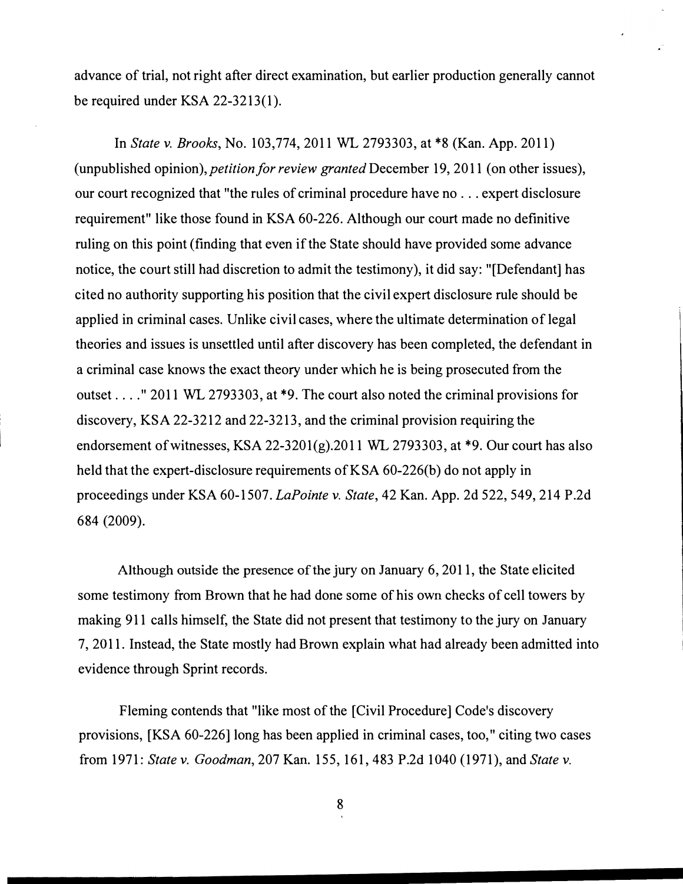advance of trial, not right after direct examination, but earlier production generally cannot be required under KSA 22-3213(1).

In *State v. Brooks*, No. 103,774, 2011 WL 2793303, at *8 (Kan. App. 2011) (unpublished opinion), *petition for review granted* December 19, 2011 (on other issues), our court recognized that "the rules of criminal procedure have no . . . expert disclosure requirement" like those found in KSA 60-226. Although our court made no definitive ruling on this point (finding that even if the State should have provided some advance notice, the court still had discretion to admit the testimony), it did say: "[Defendant] has cited no authority supporting his position that the civil expert disclosure rule should be applied in criminal cases. Unlike civil cases, where the ultimate determination of legal theories and issues is unsettled until after discovery has been completed, the defendant in a criminal case knows the exact theory under which he is being prosecuted from the outset . . . ." 2011 WL 2793303, at *9. The court also noted the criminal provisions for discovery, KSA 22-3212 and 22-3213, and the criminal provision requiring the endorsement of witnesses, KSA 22-3201(g).2011 WL 2793303, at *9. Our court has also held that the expert-disclosure requirements of KSA 60-226(b) do not apply in proceedings under KSA 60-1507. *LaPointe v. State*, 42 Kan. App. 2d 522, 549, 214 P.2d 684 (2009).

Although outside the presence of the jury on January 6, 2011, the State elicited some testimony from Brown that he had done some of his own checks of cell towers by making 911 calls himself, the State did not present that testimony to the jury on January 7, 2011. Instead, the State mostly had Brown explain what had already been admitted into evidence through Sprint records.

Fleming contends that "like most of the [Civil Procedure] Code's discovery provisions, [KSA 60-226] long has been applied in criminal cases, too," citing two cases from 1971: *State v. Goodman*, 207 Kan. 155, 161, 483 P.2d 1040 (1971), and *State v.*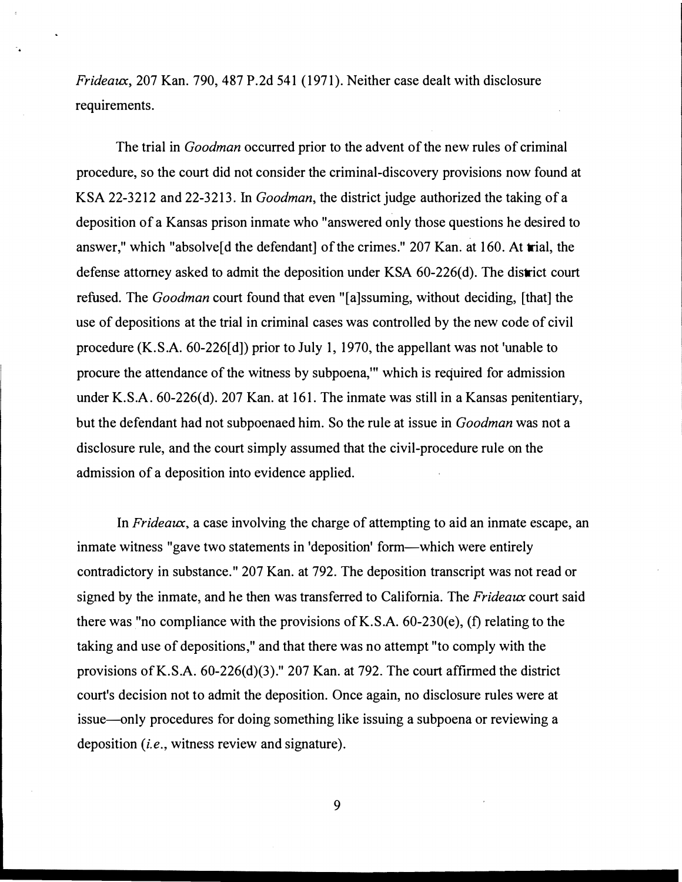*Frideaux*, 207 Kan. 790, 487 P.2d 541 (1971). Neither case dealt with disclosure requirements.

The trial in *Goodman* occurred prior to the advent of the new rules of criminal procedure, so the court did not consider the criminal-discovery provisions now found at KSA 22-3212 and 22-3213. In *Goodman*, the district judge authorized the taking of a deposition of a Kansas prison inmate who "answered only those questions he desired to answer," which "absolve[d the defendant] of the crimes." 207 Kan. at 160. At trial, the defense attorney asked to admit the deposition under KSA 60-226(d). The district court refused. The *Goodman* court found that even "[a]ssuming, without deciding, [that] the use of depositions at the trial in criminal cases was controlled by the new code of civil procedure (K.S.A. 60-226[d]) prior to July 1, 1970, the appellant was not 'unable to procure the attendance of the witness by subpoena,'" which is required for admission under K.S.A. 60-226(d). 207 Kan. at 161. The inmate was still in a Kansas penitentiary, but the defendant had not subpoenaed him. So the rule at issue in *Goodman* was not a disclosure rule, and the court simply assumed that the civil-procedure rule on the admission of a deposition into evidence applied.

In *Frideaux*, a case involving the charge of attempting to aid an inmate escape, an inmate witness "gave two statements in 'deposition' form—which were entirely contradictory in substance." 207 Kan. at 792. The deposition transcript was not read or signed by the inmate, and he then was transferred to California. The *Frideaux* court said there was "no compliance with the provisions of K.S.A. 60-230(e), (f) relating to the taking and use of depositions," and that there was no attempt "to comply with the provisions of K.S.A. 60-226(d)(3)." 207 Kan. at 792. The court affirmed the district court's decision not to admit the deposition. Once again, no disclosure rules were at issue—only procedures for doing something like issuing a subpoena or reviewing a deposition (*i.e.*, witness review and signature).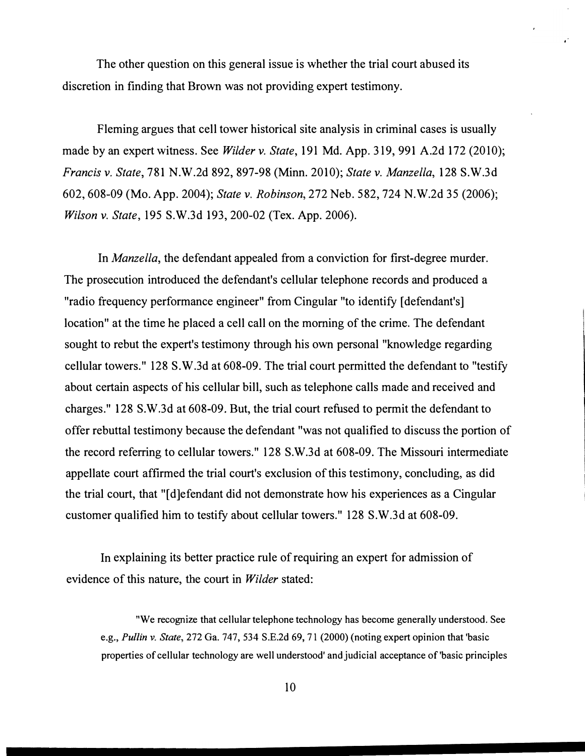The other question on this general issue is whether the trial court abused its discretion in finding that Brown was not providing expert testimony.

Fleming argues that cell tower historical site analysis in criminal cases is usually made by an expert witness. See *Wilder v. State*, 191 Md. App. 319, 991 A.2d 172 (2010); *Francis v. State*, 781 N.W.2d 892, 897-98 (Minn. 2010); *State v. Manzella*, 128 S.W.3d 602, 608-09 (Mo. App. 2004); *State v. Robinson*, 272 Neb. 582, 724 N.W.2d 35 (2006); *Wilson v. State*, 195 S.W.3d 193, 200-02 (Tex. App. 2006).

In *Manzella*, the defendant appealed from a conviction for first-degree murder. The prosecution introduced the defendant's cellular telephone records and produced a "radio frequency performance engineer" from Cingular "to identify [defendant's] location" at the time he placed a cell call on the morning of the crime. The defendant sought to rebut the expert's testimony through his own personal "knowledge regarding cellular towers." 128 S.W.3d at 608-09. The trial court permitted the defendant to "testify about certain aspects of his cellular bill, such as telephone calls made and received and charges." 128 S.W.3d at 608-09. But, the trial court refused to permit the defendant to offer rebuttal testimony because the defendant "was not qualified to discuss the portion of the record referring to cellular towers." 128 S.W.3d at 608-09. The Missouri intermediate appellate court affirmed the trial court's exclusion of this testimony, concluding, as did the trial court, that "[d]efendant did not demonstrate how his experiences as a Cingular customer qualified him to testify about cellular towers." 128 S.W.3d at 608-09.

In explaining its better practice rule of requiring an expert for admission of evidence of this nature, the court in *Wilder* stated:

> "We recognize that cellular telephone technology has become generally understood. See e.g., *Pullin v. State*, 272 Ga. 747, 534 S.E.2d 69, 71 (2000) (noting expert opinion that 'basic properties of cellular technology are well understood' and judicial acceptance of 'basic principles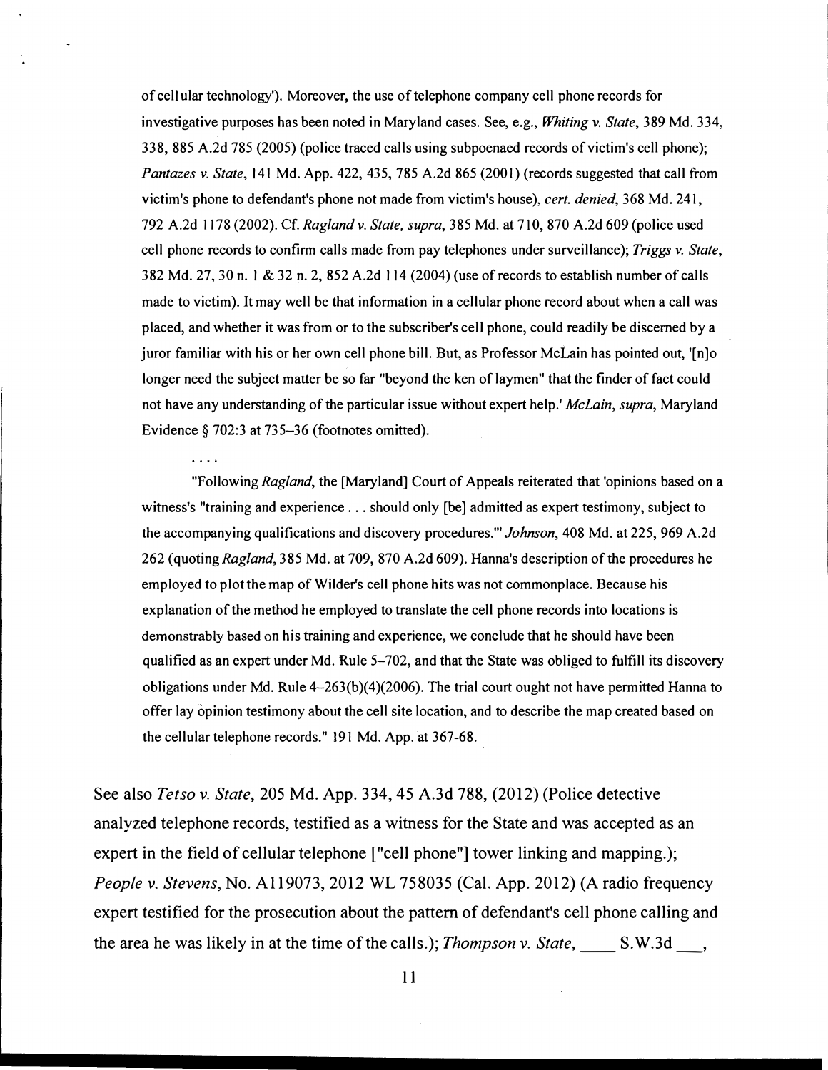of cellular technology'). Moreover, the use of telephone company cell phone records for investigative purposes has been noted in Maryland cases. See, e.g., *Whiting v. State*, 389 Md. 334, 338, 885 A.2d 785 (2005) (police traced calls using subpoenaed records of victim's cell phone); *Pantazes v. State*, 141 Md. App. 422, 435, 785 A.2d 865 (2001) (records suggested that call from victim's phone to defendant's phone not made from victim's house), *cert. denied*, 368 Md. 241, 792 A.2d 1178 (2002). Cf. *Ragland v. State, supra*, 385 Md. at 710, 870 A.2d 609 (police used cell phone records to confirm calls made from pay telephones under surveillance); *Triggs v. State*, 382 Md. 27, 30 n. 1 & 32 n. 2, 852 A.2d 114 (2004) (use of records to establish number of calls made to victim). It may well be that information in a cellular phone record about when a call was placed, and whether it was from or to the subscriber's cell phone, could readily be discerned by a juror familiar with his or her own cell phone bill. But, as Professor McLain has pointed out, '[n]o longer need the subject matter be so far "beyond the ken of laymen" that the finder of fact could not have any understanding of the particular issue without expert help.' *McLain, supra*, Maryland Evidence § 702:3 at 735–36 (footnotes omitted).

. . . .

"Following *Ragland*, the [Maryland] Court of Appeals reiterated that 'opinions based on a witness's "training and experience . . . should only [be] admitted as expert testimony, subject to the accompanying qualifications and discovery procedures."' *Johnson*, 408 Md. at 225, 969 A.2d 262 (quoting *Ragland*, 385 Md. at 709, 870 A.2d 609). Hanna's description of the procedures he employed to plot the map of Wilder's cell phone hits was not commonplace. Because his explanation of the method he employed to translate the cell phone records into locations is demonstrably based on his training and experience, we conclude that he should have been qualified as an expert under Md. Rule 5–702, and that the State was obliged to fulfill its discovery obligations under Md. Rule 4–263(b)(4)(2006). The trial court ought not have permitted Hanna to offer lay opinion testimony about the cell site location, and to describe the map created based on the cellular telephone records." 191 Md. App. at 367-68.

See also *Tetso v. State*, 205 Md. App. 334, 45 A.3d 788, (2012) (Police detective analyzed telephone records, testified as a witness for the State and was accepted as an expert in the field of cellular telephone ["cell phone"] tower linking and mapping.); *People v. Stevens*, No. A119073, 2012 WL 758035 (Cal. App. 2012) (A radio frequency expert testified for the prosecution about the pattern of defendant's cell phone calling and the area he was likely in at the time of the calls.); *Thompson v. State*, ____ S.W.3d ___,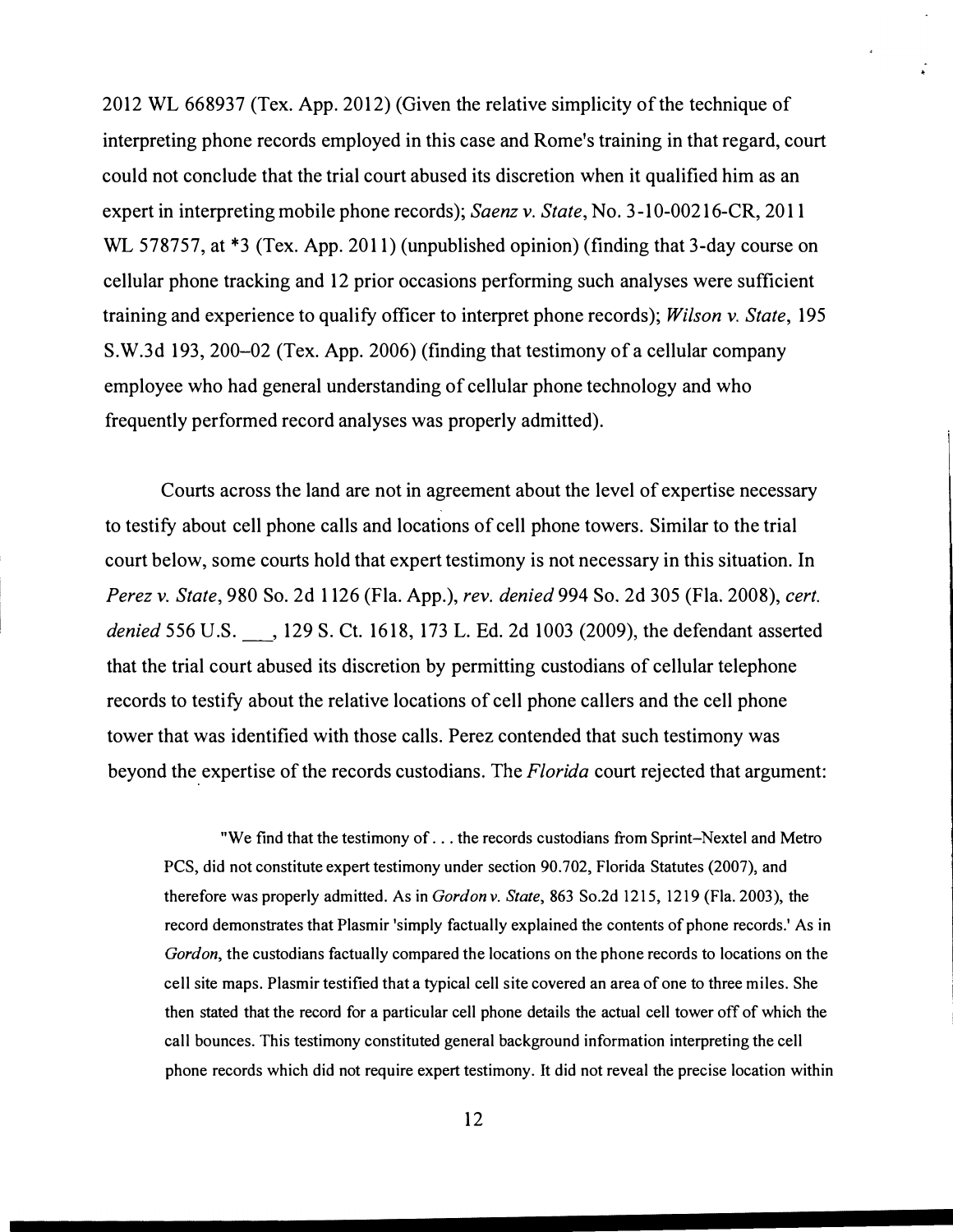2012 WL 668937 (Tex. App. 2012) (Given the relative simplicity of the technique of interpreting phone records employed in this case and Rome's training in that regard, court could not conclude that the trial court abused its discretion when it qualified him as an expert in interpreting mobile phone records); *Saenz v. State*, No. 3-10-00216-CR, 2011 WL 578757, at *3 (Tex. App. 2011) (unpublished opinion) (finding that 3-day course on cellular phone tracking and 12 prior occasions performing such analyses were sufficient training and experience to qualify officer to interpret phone records); *Wilson v. State*, 195 S.W.3d 193, 200–02 (Tex. App. 2006) (finding that testimony of a cellular company employee who had general understanding of cellular phone technology and who frequently performed record analyses was properly admitted).

Courts across the land are not in agreement about the level of expertise necessary to testify about cell phone calls and locations of cell phone towers. Similar to the trial court below, some courts hold that expert testimony is not necessary in this situation. In *Perez v. State*, 980 So. 2d 1126 (Fla. App.), *rev. denied* 994 So. 2d 305 (Fla. 2008), *cert. denied* 556 U.S. \_\_\_, 129 S. Ct. 1618, 173 L. Ed. 2d 1003 (2009), the defendant asserted that the trial court abused its discretion by permitting custodians of cellular telephone records to testify about the relative locations of cell phone callers and the cell phone tower that was identified with those calls. Perez contended that such testimony was beyond the expertise of the records custodians. The *Florida* court rejected that argument:

> "We find that the testimony of . . . the records custodians from Sprint–Nextel and Metro PCS, did not constitute expert testimony under section 90.702, Florida Statutes (2007), and therefore was properly admitted. As in *Gordon v. State*, 863 So.2d 1215, 1219 (Fla. 2003), the record demonstrates that Plasmir 'simply factually explained the contents of phone records.' As in *Gordon*, the custodians factually compared the locations on the phone records to locations on the cell site maps. Plasmir testified that a typical cell site covered an area of one to three miles. She then stated that the record for a particular cell phone details the actual cell tower off of which the call bounces. This testimony constituted general background information interpreting the cell phone records which did not require expert testimony. It did not reveal the precise location within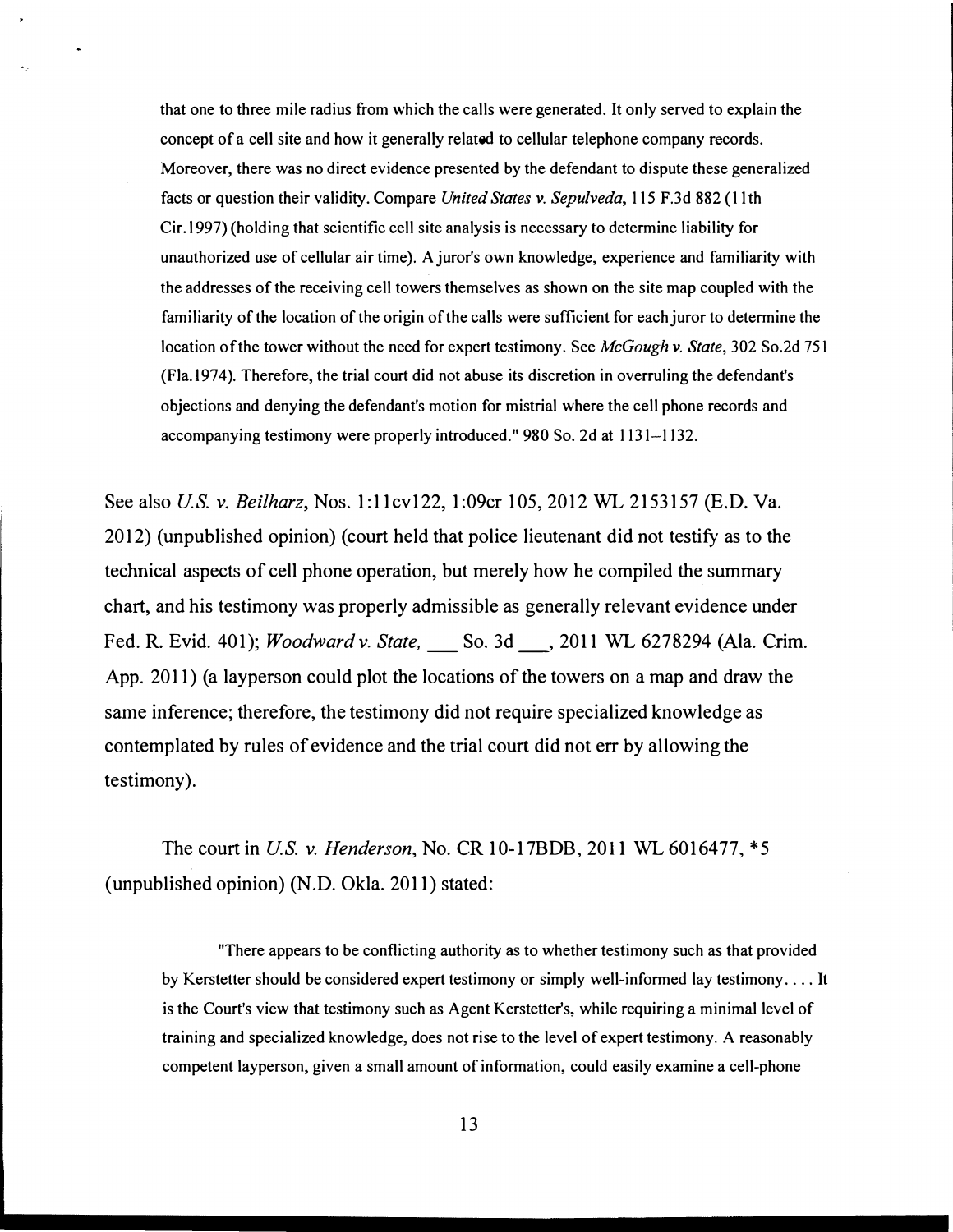> that one to three mile radius from which the calls were generated. It only served to explain the concept of a cell site and how it generally related to cellular telephone company records. Moreover, there was no direct evidence presented by the defendant to dispute these generalized facts or question their validity. Compare *United States v. Sepulveda*, 115 F.3d 882 (11th Cir.1997) (holding that scientific cell site analysis is necessary to determine liability for unauthorized use of cellular air time). A juror's own knowledge, experience and familiarity with the addresses of the receiving cell towers themselves as shown on the site map coupled with the familiarity of the location of the origin of the calls were sufficient for each juror to determine the location of the tower without the need for expert testimony. See *McGough v. State*, 302 So.2d 751 (Fla.1974). Therefore, the trial court did not abuse its discretion in overruling the defendant's objections and denying the defendant's motion for mistrial where the cell phone records and accompanying testimony were properly introduced." 980 So. 2d at 1131–1132.

See also *U.S. v. Beilharz*, Nos. 1:11cv122, 1:09cr 105, 2012 WL 2153157 (E.D. Va. 2012) (unpublished opinion) (court held that police lieutenant did not testify as to the technical aspects of cell phone operation, but merely how he compiled the summary chart, and his testimony was properly admissible as generally relevant evidence under Fed. R. Evid. 401); *Woodward v. State*, ___ So. 3d ___, 2011 WL 6278294 (Ala. Crim. App. 2011) (a layperson could plot the locations of the towers on a map and draw the same inference; therefore, the testimony did not require specialized knowledge as contemplated by rules of evidence and the trial court did not err by allowing the testimony).

The court in *U.S. v. Henderson*, No. CR 10-17BDB, 2011 WL 6016477, *5 (unpublished opinion) (N.D. Okla. 2011) stated:

> "There appears to be conflicting authority as to whether testimony such as that provided by Kerstetter should be considered expert testimony or simply well-informed lay testimony. . . . It is the Court's view that testimony such as Agent Kerstetter's, while requiring a minimal level of training and specialized knowledge, does not rise to the level of expert testimony. A reasonably competent layperson, given a small amount of information, could easily examine a cell-phone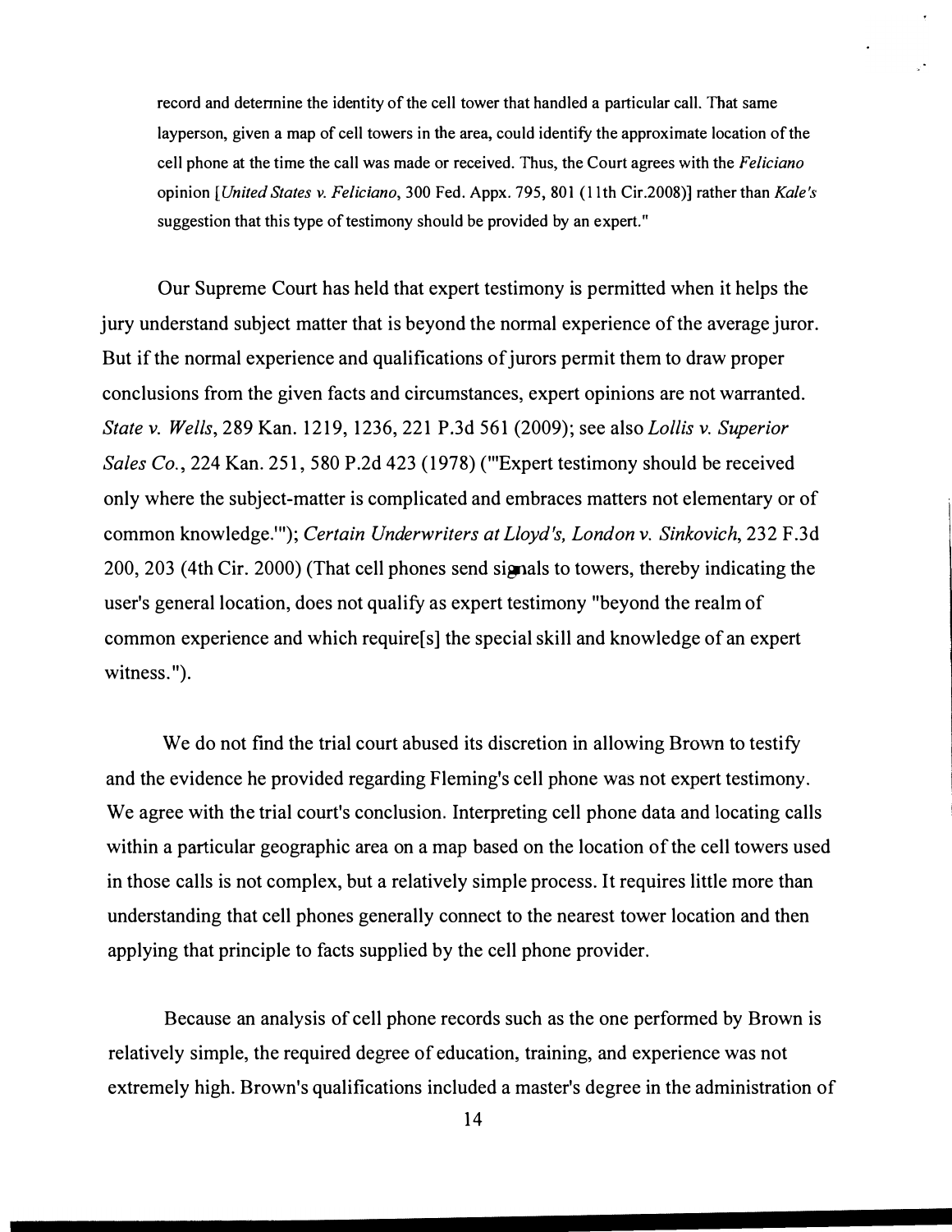record and determine the identity of the cell tower that handled a particular call. That same layperson, given a map of cell towers in the area, could identify the approximate location of the cell phone at the time the call was made or received. Thus, the Court agrees with the *Feliciano* opinion [*United States v. Feliciano*, 300 Fed. Appx. 795, 801 (11th Cir.2008)] rather than *Kale's* suggestion that this type of testimony should be provided by an expert."

Our Supreme Court has held that expert testimony is permitted when it helps the jury understand subject matter that is beyond the normal experience of the average juror. But if the normal experience and qualifications of jurors permit them to draw proper conclusions from the given facts and circumstances, expert opinions are not warranted. *State v. Wells*, 289 Kan. 1219, 1236, 221 P.3d 561 (2009); see also *Lollis v. Superior Sales Co.*, 224 Kan. 251, 580 P.2d 423 (1978) ("'Expert testimony should be received only where the subject-matter is complicated and embraces matters not elementary or of common knowledge.'"); *Certain Underwriters at Lloyd's, London v. Sinkovich*, 232 F.3d 200, 203 (4th Cir. 2000) (That cell phones send signals to towers, thereby indicating the user's general location, does not qualify as expert testimony "beyond the realm of common experience and which require[s] the special skill and knowledge of an expert witness.").

We do not find the trial court abused its discretion in allowing Brown to testify and the evidence he provided regarding Fleming's cell phone was not expert testimony. We agree with the trial court's conclusion. Interpreting cell phone data and locating calls within a particular geographic area on a map based on the location of the cell towers used in those calls is not complex, but a relatively simple process. It requires little more than understanding that cell phones generally connect to the nearest tower location and then applying that principle to facts supplied by the cell phone provider.

Because an analysis of cell phone records such as the one performed by Brown is relatively simple, the required degree of education, training, and experience was not extremely high. Brown's qualifications included a master's degree in the administration of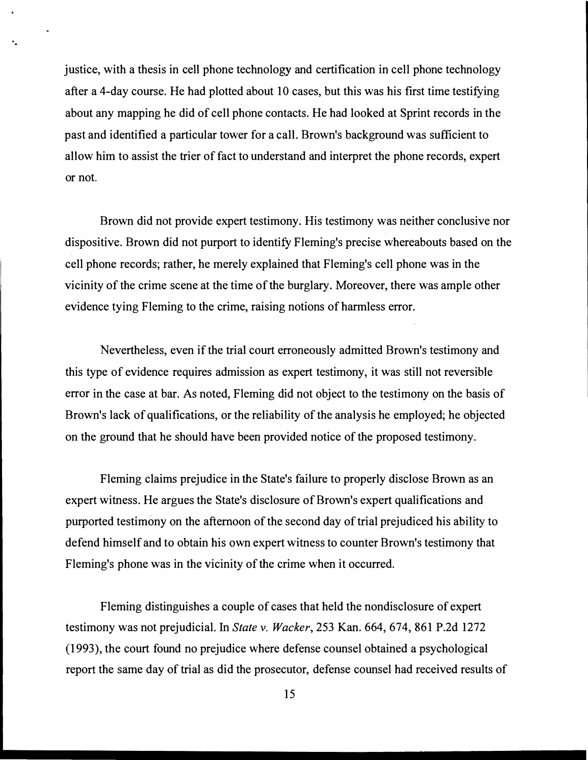justice, with a thesis in cell phone technology and certification in cell phone technology after a 4-day course. He had plotted about 10 cases, but this was his first time testifying about any mapping he did of cell phone contacts. He had looked at Sprint records in the past and identified a particular tower for a call. Brown's background was sufficient to allow him to assist the trier of fact to understand and interpret the phone records, expert or not.

Brown did not provide expert testimony. His testimony was neither conclusive nor dispositive. Brown did not purport to identify Fleming's precise whereabouts based on the cell phone records; rather, he merely explained that Fleming's cell phone was in the vicinity of the crime scene at the time of the burglary. Moreover, there was ample other evidence tying Fleming to the crime, raising notions of harmless error.

Nevertheless, even if the trial court erroneously admitted Brown's testimony and this type of evidence requires admission as expert testimony, it was still not reversible error in the case at bar. As noted, Fleming did not object to the testimony on the basis of Brown's lack of qualifications, or the reliability of the analysis he employed; he objected on the ground that he should have been provided notice of the proposed testimony.

Fleming claims prejudice in the State's failure to properly disclose Brown as an expert witness. He argues the State's disclosure of Brown's expert qualifications and purported testimony on the afternoon of the second day of trial prejudiced his ability to defend himself and to obtain his own expert witness to counter Brown's testimony that Fleming's phone was in the vicinity of the crime when it occurred.

Fleming distinguishes a couple of cases that held the nondisclosure of expert testimony was not prejudicial. In *State v. Wacker*, 253 Kan. 664, 674, 861 P.2d 1272 (1993), the court found no prejudice where defense counsel obtained a psychological report the same day of trial as did the prosecutor, defense counsel had received results of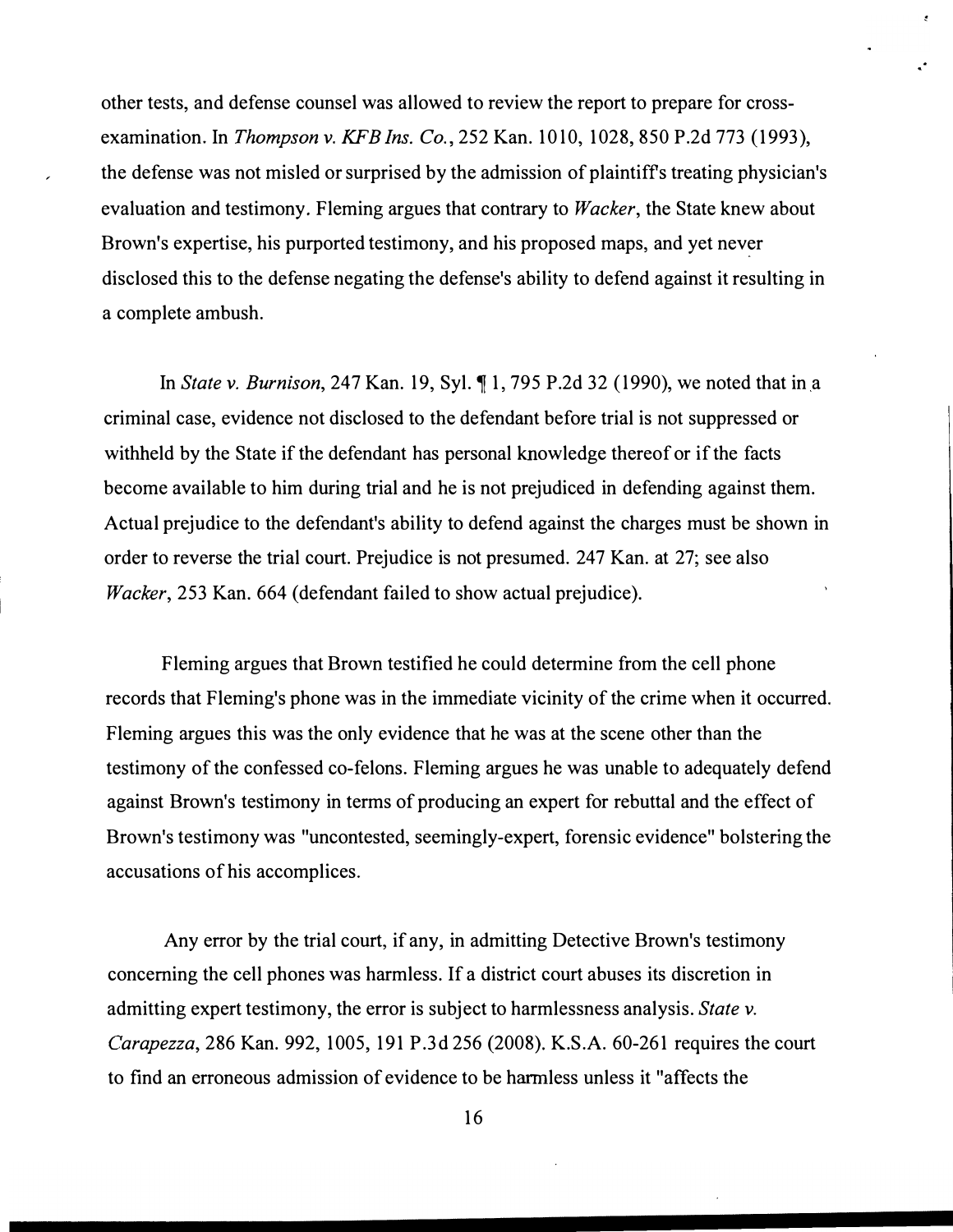other tests, and defense counsel was allowed to review the report to prepare for cross-examination. In *Thompson v. KFB Ins. Co.*, 252 Kan. 1010, 1028, 850 P.2d 773 (1993), the defense was not misled or surprised by the admission of plaintiff's treating physician's evaluation and testimony. Fleming argues that contrary to *Wacker*, the State knew about Brown's expertise, his purported testimony, and his proposed maps, and yet never disclosed this to the defense negating the defense's ability to defend against it resulting in a complete ambush.

In *State v. Burnison*, 247 Kan. 19, Syl. ¶ 1, 795 P.2d 32 (1990), we noted that in a criminal case, evidence not disclosed to the defendant before trial is not suppressed or withheld by the State if the defendant has personal knowledge thereof or if the facts become available to him during trial and he is not prejudiced in defending against them. Actual prejudice to the defendant's ability to defend against the charges must be shown in order to reverse the trial court. Prejudice is not presumed. 247 Kan. at 27; see also *Wacker*, 253 Kan. 664 (defendant failed to show actual prejudice).

Fleming argues that Brown testified he could determine from the cell phone records that Fleming's phone was in the immediate vicinity of the crime when it occurred. Fleming argues this was the only evidence that he was at the scene other than the testimony of the confessed co-felons. Fleming argues he was unable to adequately defend against Brown's testimony in terms of producing an expert for rebuttal and the effect of Brown's testimony was "uncontested, seemingly-expert, forensic evidence" bolstering the accusations of his accomplices.

Any error by the trial court, if any, in admitting Detective Brown's testimony concerning the cell phones was harmless. If a district court abuses its discretion in admitting expert testimony, the error is subject to harmlessness analysis. *State v. Carapezza*, 286 Kan. 992, 1005, 191 P.3d 256 (2008). K.S.A. 60-261 requires the court to find an erroneous admission of evidence to be harmless unless it "affects the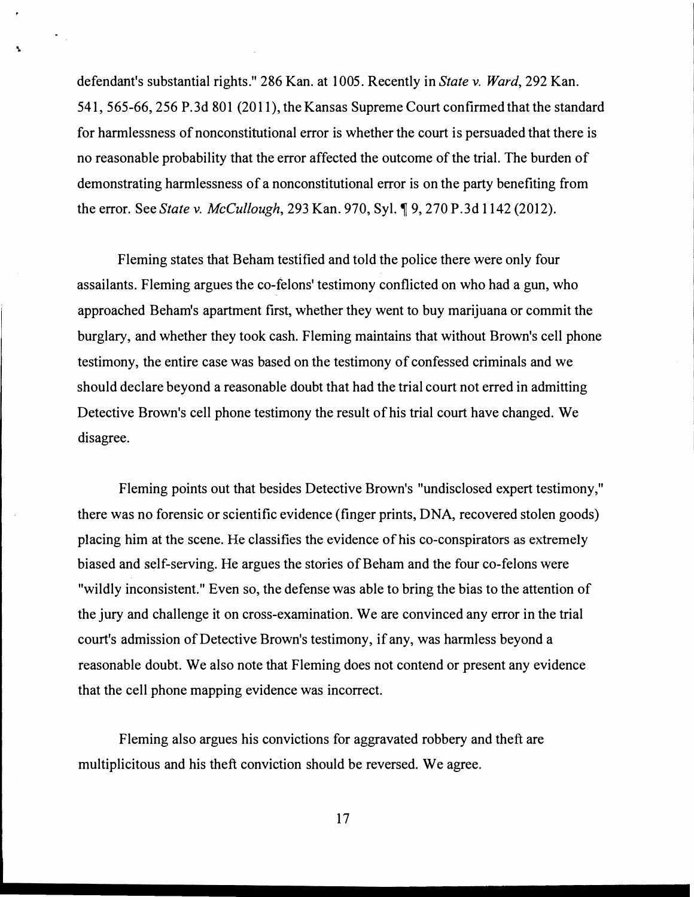defendant's substantial rights." 286 Kan. at 1005. Recently in *State v. Ward*, 292 Kan. 541, 565-66, 256 P.3d 801 (2011), the Kansas Supreme Court confirmed that the standard for harmlessness of nonconstitutional error is whether the court is persuaded that there is no reasonable probability that the error affected the outcome of the trial. The burden of demonstrating harmlessness of a nonconstitutional error is on the party benefiting from the error. See *State v. McCullough*, 293 Kan. 970, Syl. ¶ 9, 270 P.3d 1142 (2012).

Fleming states that Beham testified and told the police there were only four assailants. Fleming argues the co-felons' testimony conflicted on who had a gun, who approached Beham's apartment first, whether they went to buy marijuana or commit the burglary, and whether they took cash. Fleming maintains that without Brown's cell phone testimony, the entire case was based on the testimony of confessed criminals and we should declare beyond a reasonable doubt that had the trial court not erred in admitting Detective Brown's cell phone testimony the result of his trial court have changed. We disagree.

Fleming points out that besides Detective Brown's "undisclosed expert testimony," there was no forensic or scientific evidence (finger prints, DNA, recovered stolen goods) placing him at the scene. He classifies the evidence of his co-conspirators as extremely biased and self-serving. He argues the stories of Beham and the four co-felons were "wildly inconsistent." Even so, the defense was able to bring the bias to the attention of the jury and challenge it on cross-examination. We are convinced any error in the trial court's admission of Detective Brown's testimony, if any, was harmless beyond a reasonable doubt. We also note that Fleming does not contend or present any evidence that the cell phone mapping evidence was incorrect.

Fleming also argues his convictions for aggravated robbery and theft are multiplicitous and his theft conviction should be reversed. We agree.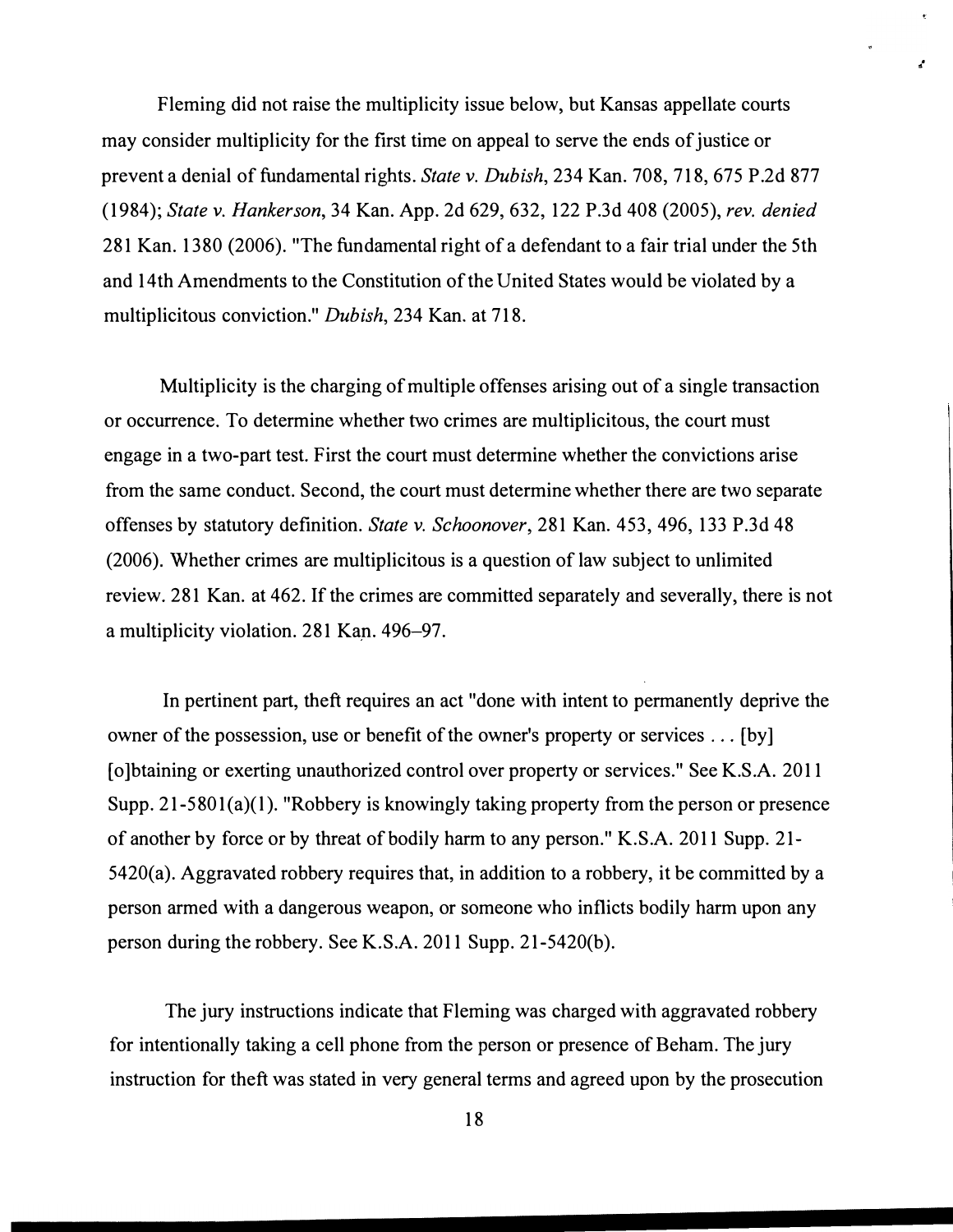Fleming did not raise the multiplicity issue below, but Kansas appellate courts may consider multiplicity for the first time on appeal to serve the ends of justice or prevent a denial of fundamental rights. *State v. Dubish*, 234 Kan. 708, 718, 675 P.2d 877 (1984); *State v. Hankerson*, 34 Kan. App. 2d 629, 632, 122 P.3d 408 (2005), *rev. denied* 281 Kan. 1380 (2006). "The fundamental right of a defendant to a fair trial under the 5th and 14th Amendments to the Constitution of the United States would be violated by a multiplicitous conviction." *Dubish*, 234 Kan. at 718.

Multiplicity is the charging of multiple offenses arising out of a single transaction or occurrence. To determine whether two crimes are multiplicitous, the court must engage in a two-part test. First the court must determine whether the convictions arise from the same conduct. Second, the court must determine whether there are two separate offenses by statutory definition. *State v. Schoonover*, 281 Kan. 453, 496, 133 P.3d 48 (2006). Whether crimes are multiplicitous is a question of law subject to unlimited review. 281 Kan. at 462. If the crimes are committed separately and severally, there is not a multiplicity violation. 281 Kan. 496–97.

In pertinent part, theft requires an act "done with intent to permanently deprive the owner of the possession, use or benefit of the owner's property or services . . . [by] [o]btaining or exerting unauthorized control over property or services." See K.S.A. 2011 Supp. 21-5801(a)(1). "Robbery is knowingly taking property from the person or presence of another by force or by threat of bodily harm to any person." K.S.A. 2011 Supp. 21-5420(a). Aggravated robbery requires that, in addition to a robbery, it be committed by a person armed with a dangerous weapon, or someone who inflicts bodily harm upon any person during the robbery. See K.S.A. 2011 Supp. 21-5420(b).

The jury instructions indicate that Fleming was charged with aggravated robbery for intentionally taking a cell phone from the person or presence of Beham. The jury instruction for theft was stated in very general terms and agreed upon by the prosecution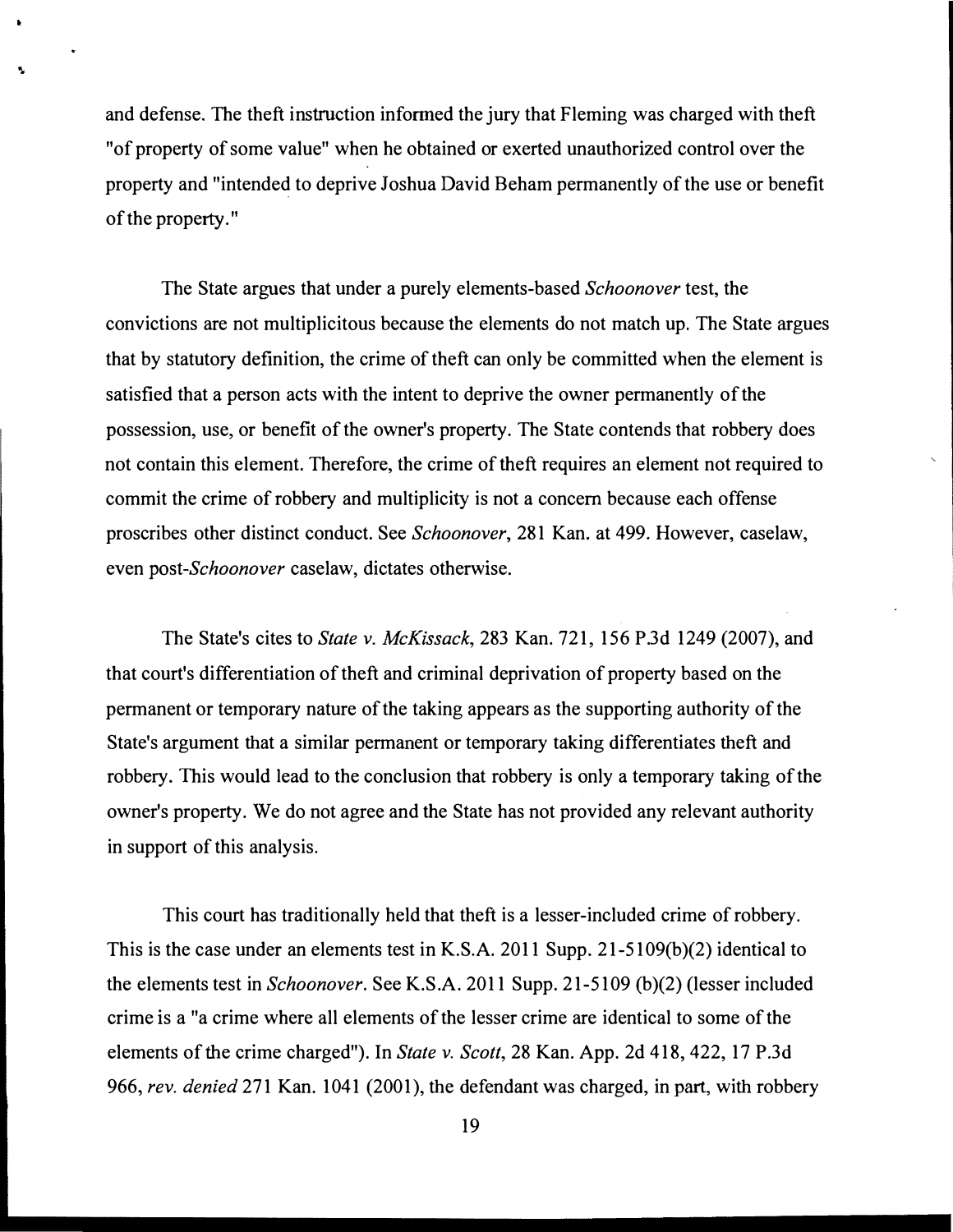and defense. The theft instruction informed the jury that Fleming was charged with theft "of property of some value" when he obtained or exerted unauthorized control over the property and "intended to deprive Joshua David Beham permanently of the use or benefit of the property."

The State argues that under a purely elements-based *Schoonover* test, the convictions are not multiplicitous because the elements do not match up. The State argues that by statutory definition, the crime of theft can only be committed when the element is satisfied that a person acts with the intent to deprive the owner permanently of the possession, use, or benefit of the owner's property. The State contends that robbery does not contain this element. Therefore, the crime of theft requires an element not required to commit the crime of robbery and multiplicity is not a concern because each offense proscribes other distinct conduct. See *Schoonover*, 281 Kan. at 499. However, caselaw, even post-*Schoonover* caselaw, dictates otherwise.

The State's cites to *State v. McKissack*, 283 Kan. 721, 156 P.3d 1249 (2007), and that court's differentiation of theft and criminal deprivation of property based on the permanent or temporary nature of the taking appears as the supporting authority of the State's argument that a similar permanent or temporary taking differentiates theft and robbery. This would lead to the conclusion that robbery is only a temporary taking of the owner's property. We do not agree and the State has not provided any relevant authority in support of this analysis.

This court has traditionally held that theft is a lesser-included crime of robbery. This is the case under an elements test in K.S.A. 2011 Supp. 21-5109(b)(2) identical to the elements test in *Schoonover*. See K.S.A. 2011 Supp. 21-5109 (b)(2) (lesser included crime is a "a crime where all elements of the lesser crime are identical to some of the elements of the crime charged"). In *State v. Scott*, 28 Kan. App. 2d 418, 422, 17 P.3d 966, *rev. denied* 271 Kan. 1041 (2001), the defendant was charged, in part, with robbery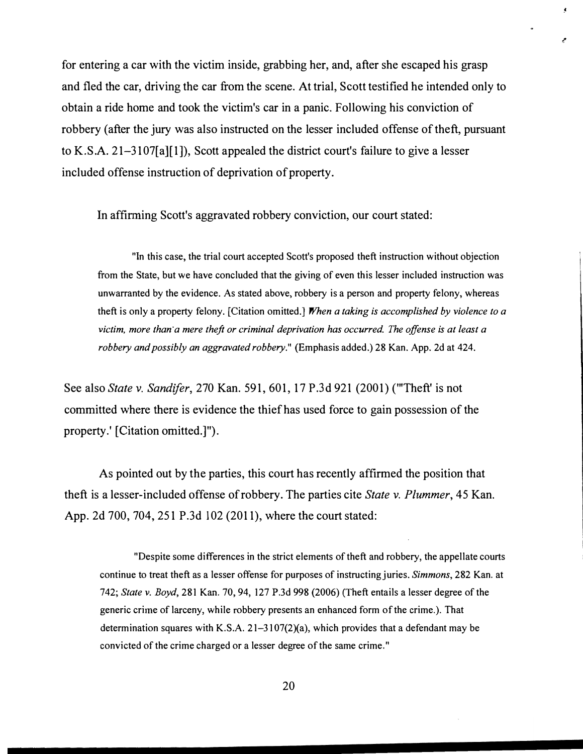for entering a car with the victim inside, grabbing her, and, after she escaped his grasp and fled the car, driving the car from the scene. At trial, Scott testified he intended only to obtain a ride home and took the victim's car in a panic. Following his conviction of robbery (after the jury was also instructed on the lesser included offense of theft, pursuant to K.S.A. 21–3107[a][1]), Scott appealed the district court's failure to give a lesser included offense instruction of deprivation of property.

In affirming Scott's aggravated robbery conviction, our court stated:

> "In this case, the trial court accepted Scott's proposed theft instruction without objection from the State, but we have concluded that the giving of even this lesser included instruction was unwarranted by the evidence. As stated above, robbery is a person and property felony, whereas theft is only a property felony. [Citation omitted.] *When a taking is accomplished by violence to a victim, more than a mere theft or criminal deprivation has occurred. The offense is at least a robbery and possibly an aggravated robbery.*" (Emphasis added.) 28 Kan. App. 2d at 424.

See also *State v. Sandifer*, 270 Kan. 591, 601, 17 P.3d 921 (2001) ("'Theft' is not committed where there is evidence the thief has used force to gain possession of the property.' [Citation omitted.]").

As pointed out by the parties, this court has recently affirmed the position that theft is a lesser-included offense of robbery. The parties cite *State v. Plummer*, 45 Kan. App. 2d 700, 704, 251 P.3d 102 (2011), where the court stated:

> "Despite some differences in the strict elements of theft and robbery, the appellate courts continue to treat theft as a lesser offense for purposes of instructing juries. *Simmons*, 282 Kan. at 742; *State v. Boyd*, 281 Kan. 70, 94, 127 P.3d 998 (2006) (Theft entails a lesser degree of the generic crime of larceny, while robbery presents an enhanced form of the crime.). That determination squares with K.S.A. 21–3107(2)(a), which provides that a defendant may be convicted of the crime charged or a lesser degree of the same crime."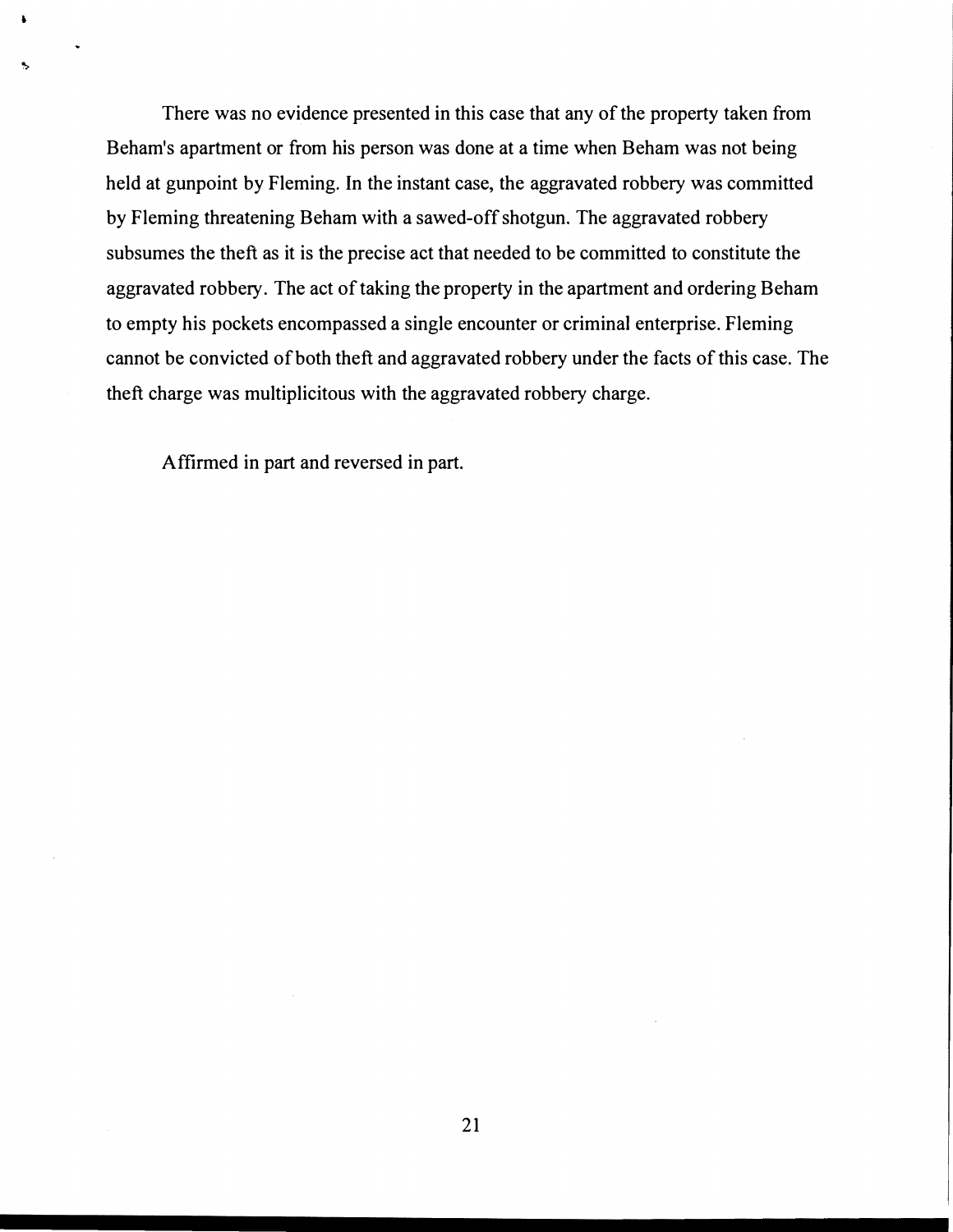There was no evidence presented in this case that any of the property taken from Beham's apartment or from his person was done at a time when Beham was not being held at gunpoint by Fleming. In the instant case, the aggravated robbery was committed by Fleming threatening Beham with a sawed-off shotgun. The aggravated robbery subsumes the theft as it is the precise act that needed to be committed to constitute the aggravated robbery. The act of taking the property in the apartment and ordering Beham to empty his pockets encompassed a single encounter or criminal enterprise. Fleming cannot be convicted of both theft and aggravated robbery under the facts of this case. The theft charge was multiplicitous with the aggravated robbery charge.

Affirmed in part and reversed in part.